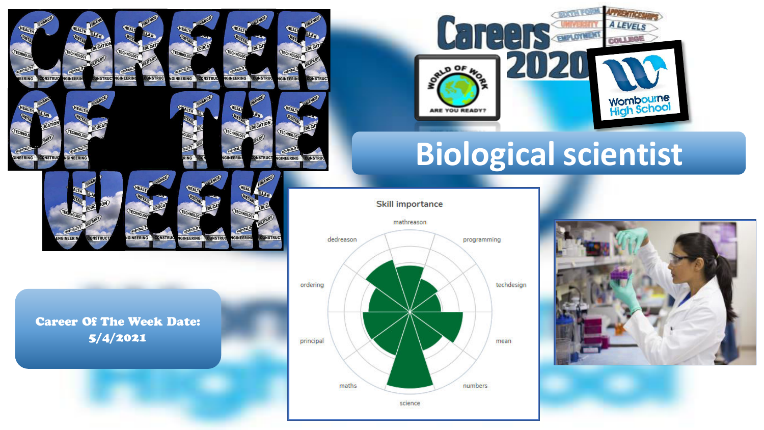# CAREER OF THE WEEK

Careers 2020

World of Work — Are you ready?

Wombourne High School

## Biological scientist

**Career Of The Week Date: 5/4/2021**

Skill importance

mathreason, programming, techdesign, mean, numbers, science, maths, principal, ordering, dedreason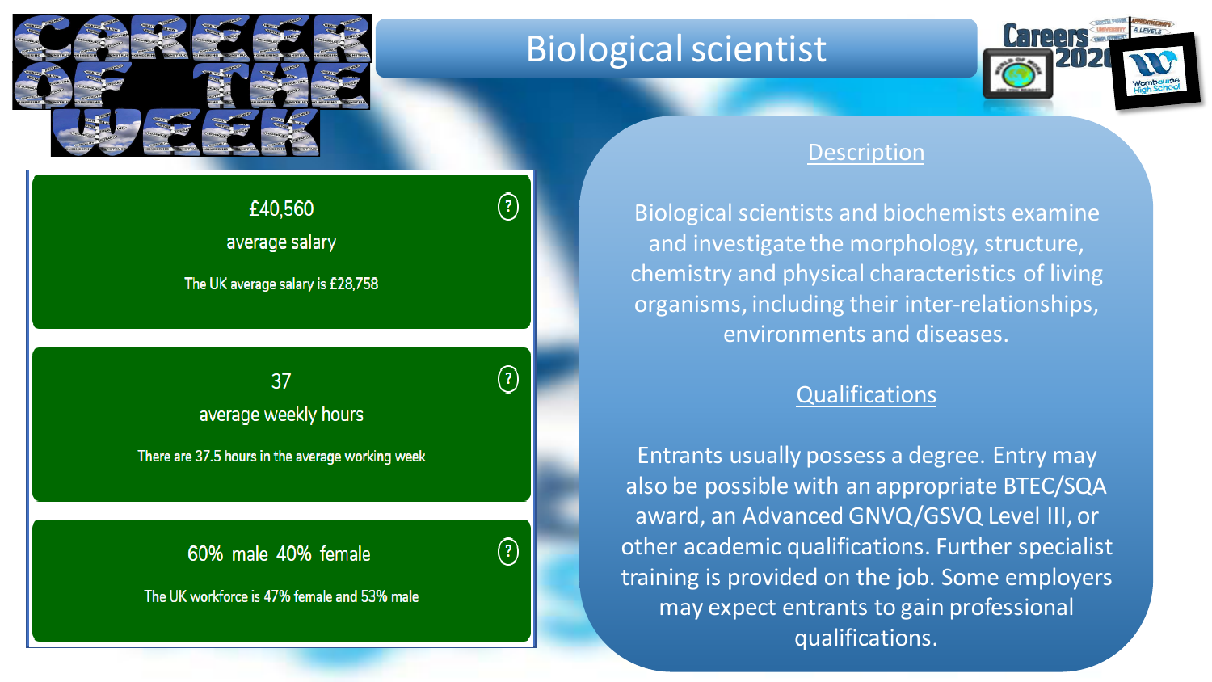# Biological scientist

CAREER OF THE WEEK

£40,560
average salary
The UK average salary is £28,758

37
average weekly hours
There are 37.5 hours in the average working week

60% male 40% female
The UK workforce is 47% female and 53% male

## Description

Biological scientists and biochemists examine and investigate the morphology, structure, chemistry and physical characteristics of living organisms, including their inter-relationships, environments and diseases.

## Qualifications

Entrants usually possess a degree. Entry may also be possible with an appropriate BTEC/SQA award, an Advanced GNVQ/GSVQ Level III, or other academic qualifications. Further specialist training is provided on the job. Some employers may expect entrants to gain professional qualifications.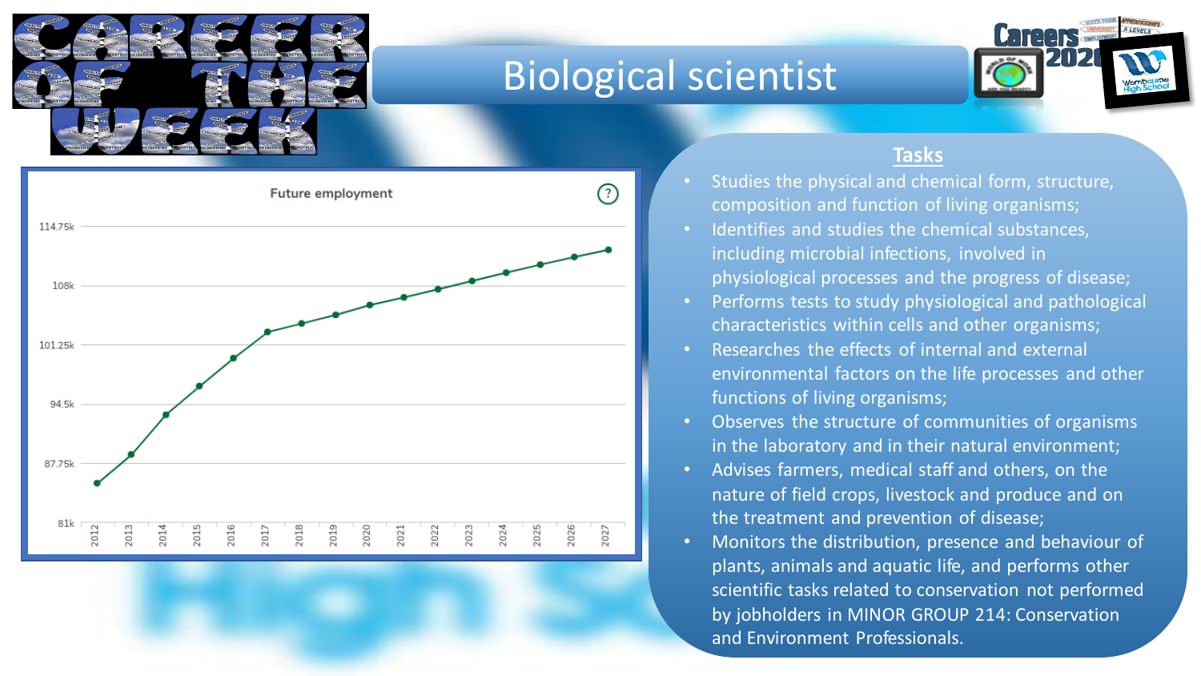# Biological scientist

CAREER OF THE WEEK

Future employment

## Tasks

- Studies the physical and chemical form, structure, composition and function of living organisms;
- Identifies and studies the chemical substances, including microbial infections, involved in physiological processes and the progress of disease;
- Performs tests to study physiological and pathological characteristics within cells and other organisms;
- Researches the effects of internal and external environmental factors on the life processes and other functions of living organisms;
- Observes the structure of communities of organisms in the laboratory and in their natural environment;
- Advises farmers, medical staff and others, on the nature of field crops, livestock and produce and on the treatment and prevention of disease;
- Monitors the distribution, presence and behaviour of plants, animals and aquatic life, and performs other scientific tasks related to conservation not performed by jobholders in MINOR GROUP 214: Conservation and Environment Professionals.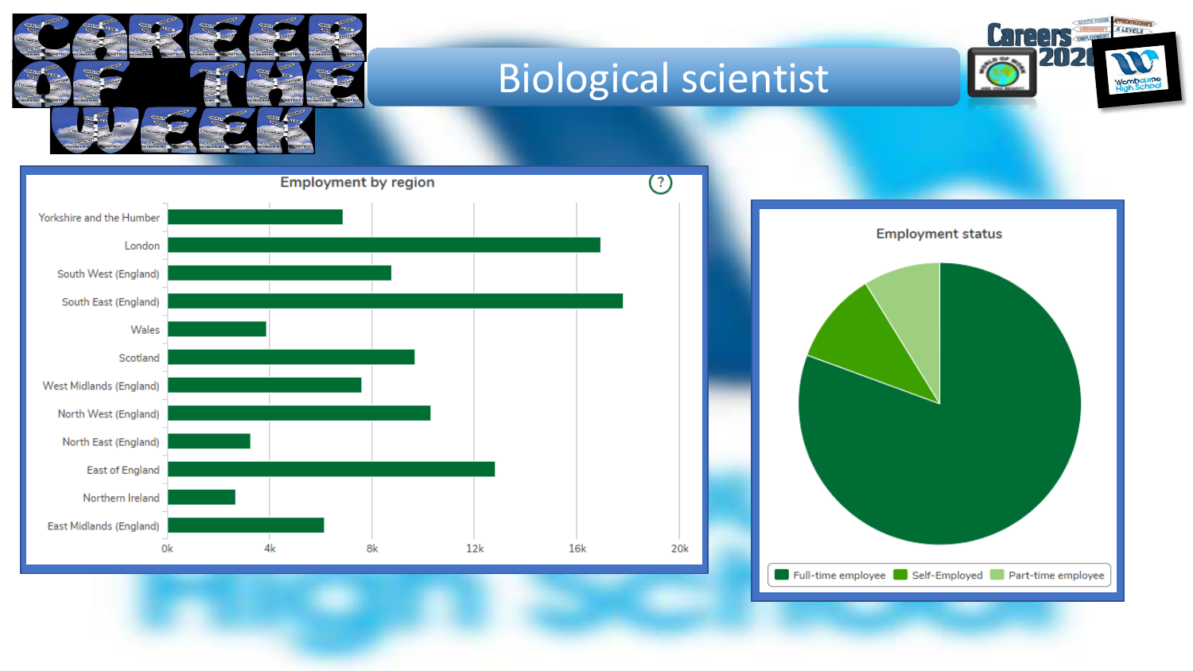# Biological scientist

CAREER OF THE WEEK

Careers 2020

## Employment by region

Yorkshire and the Humber
London
South West (England)
South East (England)
Wales
Scotland
West Midlands (England)
North West (England)
North East (England)
East of England
Northern Ireland
East Midlands (England)

0k
4k
8k
12k
16k
20k

## Employment status

Full-time employee
Self-Employed
Part-time employee